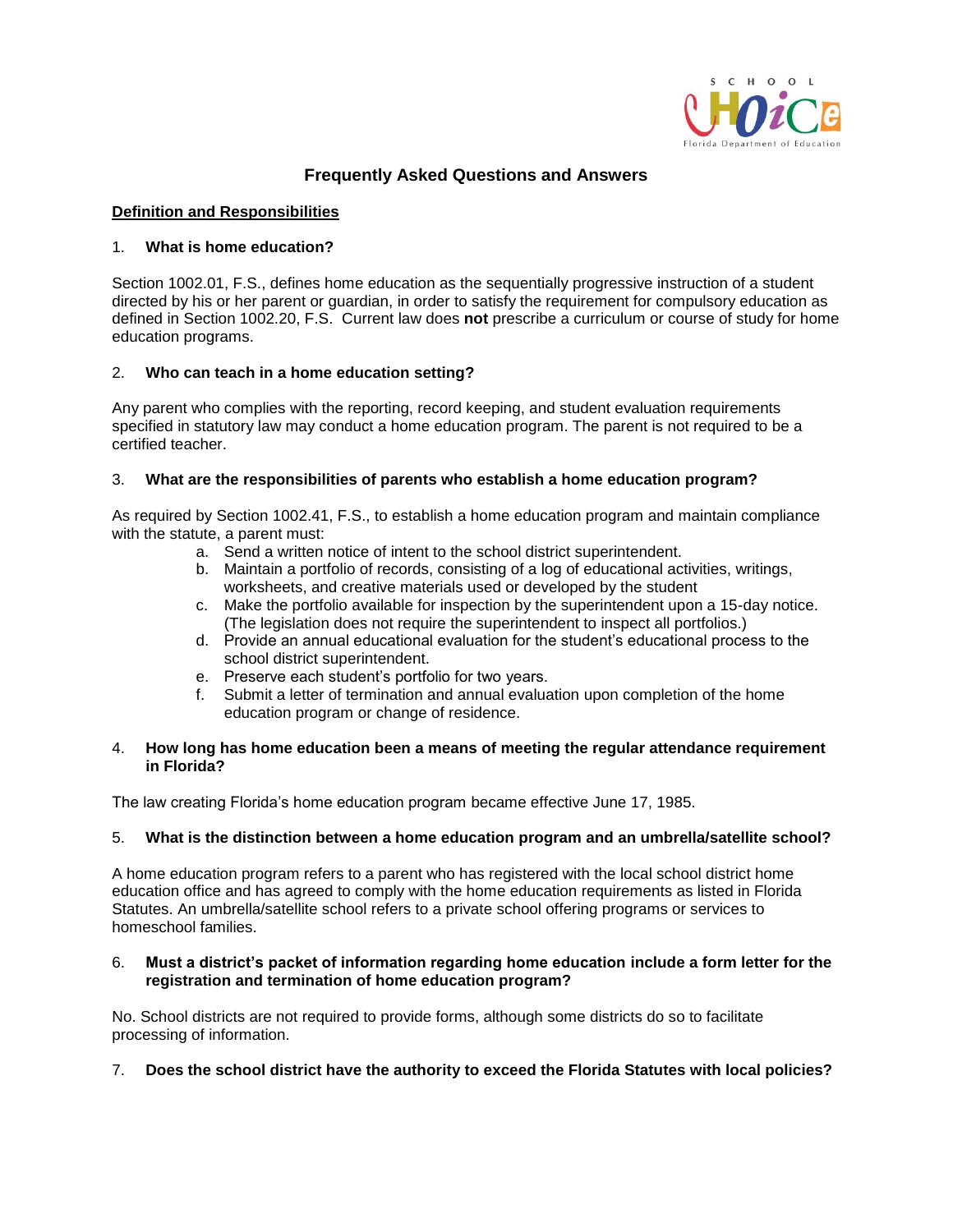# Frequently Asked Questions and Answers

## Definition and Responsibilities

1. **What is home education?**

Section 1002.01, F.S., defines home education as the sequentially progressive instruction of a student directed by his or her parent or guardian, in order to satisfy the requirement for compulsory education as defined in Section 1002.20, F.S. Current law does **not** prescribe a curriculum or course of study for home education programs.

2. **Who can teach in a home education setting?**

Any parent who complies with the reporting, record keeping, and student evaluation requirements specified in statutory law may conduct a home education program. The parent is not required to be a certified teacher.

3. **What are the responsibilities of parents who establish a home education program?**

As required by Section 1002.41, F.S., to establish a home education program and maintain compliance with the statute, a parent must:

a. Send a written notice of intent to the school district superintendent.
b. Maintain a portfolio of records, consisting of a log of educational activities, writings, worksheets, and creative materials used or developed by the student
c. Make the portfolio available for inspection by the superintendent upon a 15-day notice. (The legislation does not require the superintendent to inspect all portfolios.)
d. Provide an annual educational evaluation for the student's educational process to the school district superintendent.
e. Preserve each student's portfolio for two years.
f. Submit a letter of termination and annual evaluation upon completion of the home education program or change of residence.

4. **How long has home education been a means of meeting the regular attendance requirement in Florida?**

The law creating Florida's home education program became effective June 17, 1985.

5. **What is the distinction between a home education program and an umbrella/satellite school?**

A home education program refers to a parent who has registered with the local school district home education office and has agreed to comply with the home education requirements as listed in Florida Statutes. An umbrella/satellite school refers to a private school offering programs or services to homeschool families.

6. **Must a district's packet of information regarding home education include a form letter for the registration and termination of home education program?**

No. School districts are not required to provide forms, although some districts do so to facilitate processing of information.

7. **Does the school district have the authority to exceed the Florida Statutes with local policies?**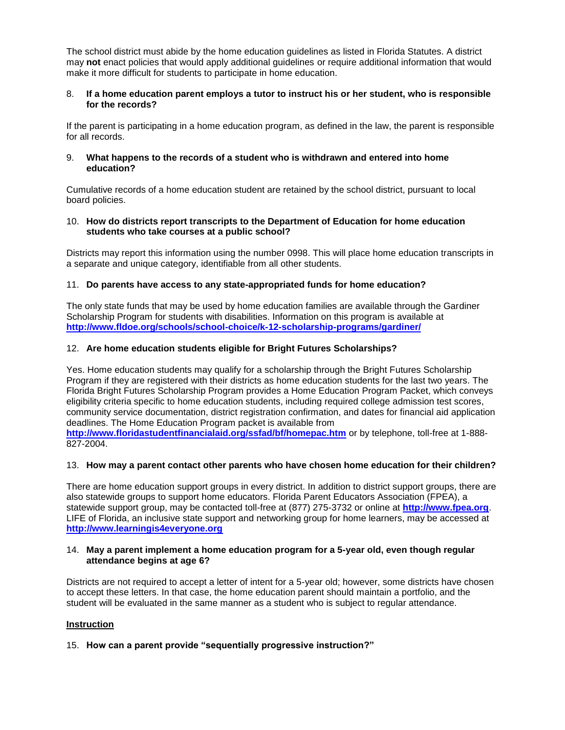The school district must abide by the home education guidelines as listed in Florida Statutes. A district may **not** enact policies that would apply additional guidelines or require additional information that would make it more difficult for students to participate in home education.

8. **If a home education parent employs a tutor to instruct his or her student, who is responsible for the records?**

If the parent is participating in a home education program, as defined in the law, the parent is responsible for all records.

9. **What happens to the records of a student who is withdrawn and entered into home education?**

Cumulative records of a home education student are retained by the school district, pursuant to local board policies.

10. **How do districts report transcripts to the Department of Education for home education students who take courses at a public school?**

Districts may report this information using the number 0998. This will place home education transcripts in a separate and unique category, identifiable from all other students.

11. **Do parents have access to any state-appropriated funds for home education?**

The only state funds that may be used by home education families are available through the Gardiner Scholarship Program for students with disabilities. Information on this program is available at **http://www.fldoe.org/schools/school-choice/k-12-scholarship-programs/gardiner/**

12. **Are home education students eligible for Bright Futures Scholarships?**

Yes. Home education students may qualify for a scholarship through the Bright Futures Scholarship Program if they are registered with their districts as home education students for the last two years. The Florida Bright Futures Scholarship Program provides a Home Education Program Packet, which conveys eligibility criteria specific to home education students, including required college admission test scores, community service documentation, district registration confirmation, and dates for financial aid application deadlines. The Home Education Program packet is available from **http://www.floridastudentfinancialaid.org/ssfad/bf/homepac.htm** or by telephone, toll-free at 1-888-827-2004.

13. **How may a parent contact other parents who have chosen home education for their children?**

There are home education support groups in every district. In addition to district support groups, there are also statewide groups to support home educators. Florida Parent Educators Association (FPEA), a statewide support group, may be contacted toll-free at (877) 275-3732 or online at **http://www.fpea.org**. LIFE of Florida, an inclusive state support and networking group for home learners, may be accessed at **http://www.learningis4everyone.org**

14. **May a parent implement a home education program for a 5-year old, even though regular attendance begins at age 6?**

Districts are not required to accept a letter of intent for a 5-year old; however, some districts have chosen to accept these letters. In that case, the home education parent should maintain a portfolio, and the student will be evaluated in the same manner as a student who is subject to regular attendance.

## Instruction

15. **How can a parent provide "sequentially progressive instruction?"**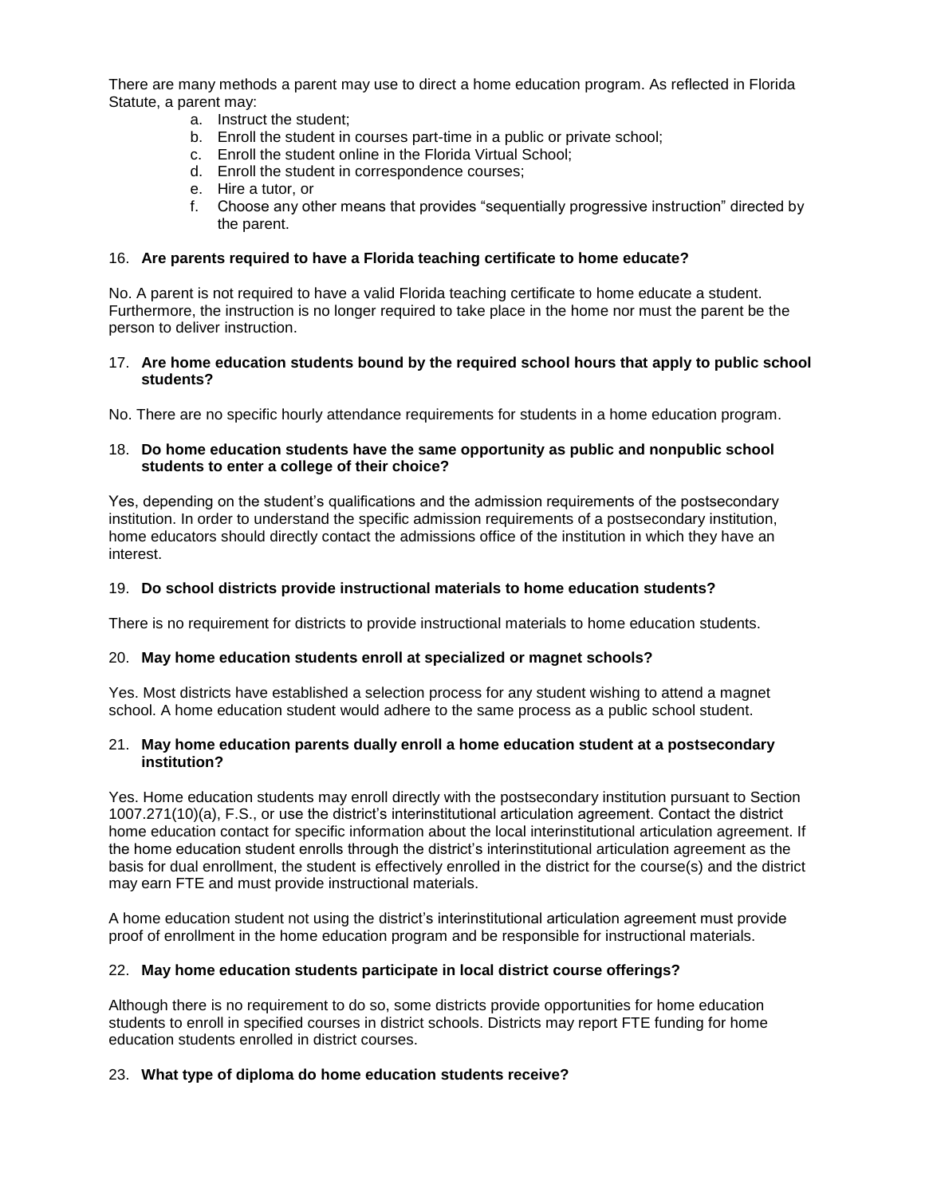There are many methods a parent may use to direct a home education program. As reflected in Florida Statute, a parent may:

a. Instruct the student;
b. Enroll the student in courses part-time in a public or private school;
c. Enroll the student online in the Florida Virtual School;
d. Enroll the student in correspondence courses;
e. Hire a tutor, or
f. Choose any other means that provides "sequentially progressive instruction" directed by the parent.

16. **Are parents required to have a Florida teaching certificate to home educate?**

No. A parent is not required to have a valid Florida teaching certificate to home educate a student. Furthermore, the instruction is no longer required to take place in the home nor must the parent be the person to deliver instruction.

17. **Are home education students bound by the required school hours that apply to public school students?**

No. There are no specific hourly attendance requirements for students in a home education program.

18. **Do home education students have the same opportunity as public and nonpublic school students to enter a college of their choice?**

Yes, depending on the student's qualifications and the admission requirements of the postsecondary institution. In order to understand the specific admission requirements of a postsecondary institution, home educators should directly contact the admissions office of the institution in which they have an interest.

19. **Do school districts provide instructional materials to home education students?**

There is no requirement for districts to provide instructional materials to home education students.

20. **May home education students enroll at specialized or magnet schools?**

Yes. Most districts have established a selection process for any student wishing to attend a magnet school. A home education student would adhere to the same process as a public school student.

21. **May home education parents dually enroll a home education student at a postsecondary institution?**

Yes. Home education students may enroll directly with the postsecondary institution pursuant to Section 1007.271(10)(a), F.S., or use the district's interinstitutional articulation agreement. Contact the district home education contact for specific information about the local interinstitutional articulation agreement. If the home education student enrolls through the district's interinstitutional articulation agreement as the basis for dual enrollment, the student is effectively enrolled in the district for the course(s) and the district may earn FTE and must provide instructional materials.

A home education student not using the district's interinstitutional articulation agreement must provide proof of enrollment in the home education program and be responsible for instructional materials.

22. **May home education students participate in local district course offerings?**

Although there is no requirement to do so, some districts provide opportunities for home education students to enroll in specified courses in district schools. Districts may report FTE funding for home education students enrolled in district courses.

23. **What type of diploma do home education students receive?**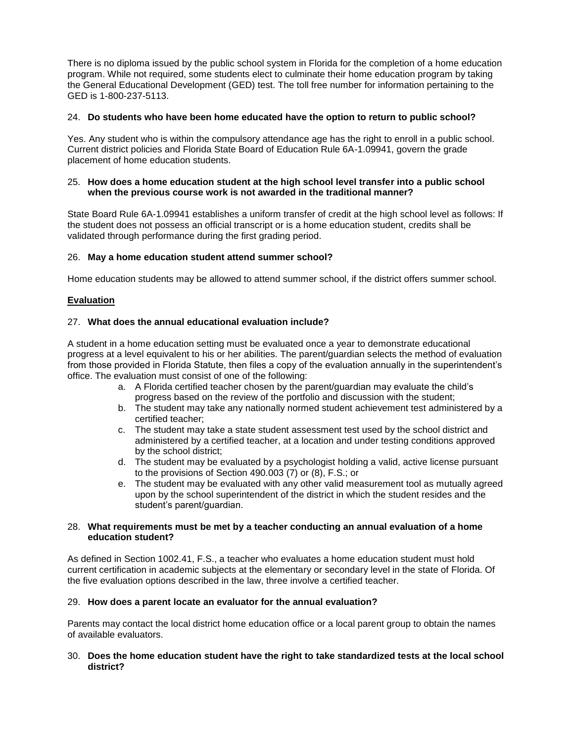There is no diploma issued by the public school system in Florida for the completion of a home education program. While not required, some students elect to culminate their home education program by taking the General Educational Development (GED) test. The toll free number for information pertaining to the GED is 1-800-237-5113.

24. **Do students who have been home educated have the option to return to public school?**

Yes. Any student who is within the compulsory attendance age has the right to enroll in a public school. Current district policies and Florida State Board of Education Rule 6A-1.09941, govern the grade placement of home education students.

25. **How does a home education student at the high school level transfer into a public school when the previous course work is not awarded in the traditional manner?**

State Board Rule 6A-1.09941 establishes a uniform transfer of credit at the high school level as follows: If the student does not possess an official transcript or is a home education student, credits shall be validated through performance during the first grading period.

26. **May a home education student attend summer school?**

Home education students may be allowed to attend summer school, if the district offers summer school.

## Evaluation

27. **What does the annual educational evaluation include?**

A student in a home education setting must be evaluated once a year to demonstrate educational progress at a level equivalent to his or her abilities. The parent/guardian selects the method of evaluation from those provided in Florida Statute, then files a copy of the evaluation annually in the superintendent's office. The evaluation must consist of one of the following:

a. A Florida certified teacher chosen by the parent/guardian may evaluate the child's progress based on the review of the portfolio and discussion with the student;
b. The student may take any nationally normed student achievement test administered by a certified teacher;
c. The student may take a state student assessment test used by the school district and administered by a certified teacher, at a location and under testing conditions approved by the school district;
d. The student may be evaluated by a psychologist holding a valid, active license pursuant to the provisions of Section 490.003 (7) or (8), F.S.; or
e. The student may be evaluated with any other valid measurement tool as mutually agreed upon by the school superintendent of the district in which the student resides and the student's parent/guardian.

28. **What requirements must be met by a teacher conducting an annual evaluation of a home education student?**

As defined in Section 1002.41, F.S., a teacher who evaluates a home education student must hold current certification in academic subjects at the elementary or secondary level in the state of Florida. Of the five evaluation options described in the law, three involve a certified teacher.

29. **How does a parent locate an evaluator for the annual evaluation?**

Parents may contact the local district home education office or a local parent group to obtain the names of available evaluators.

30. **Does the home education student have the right to take standardized tests at the local school district?**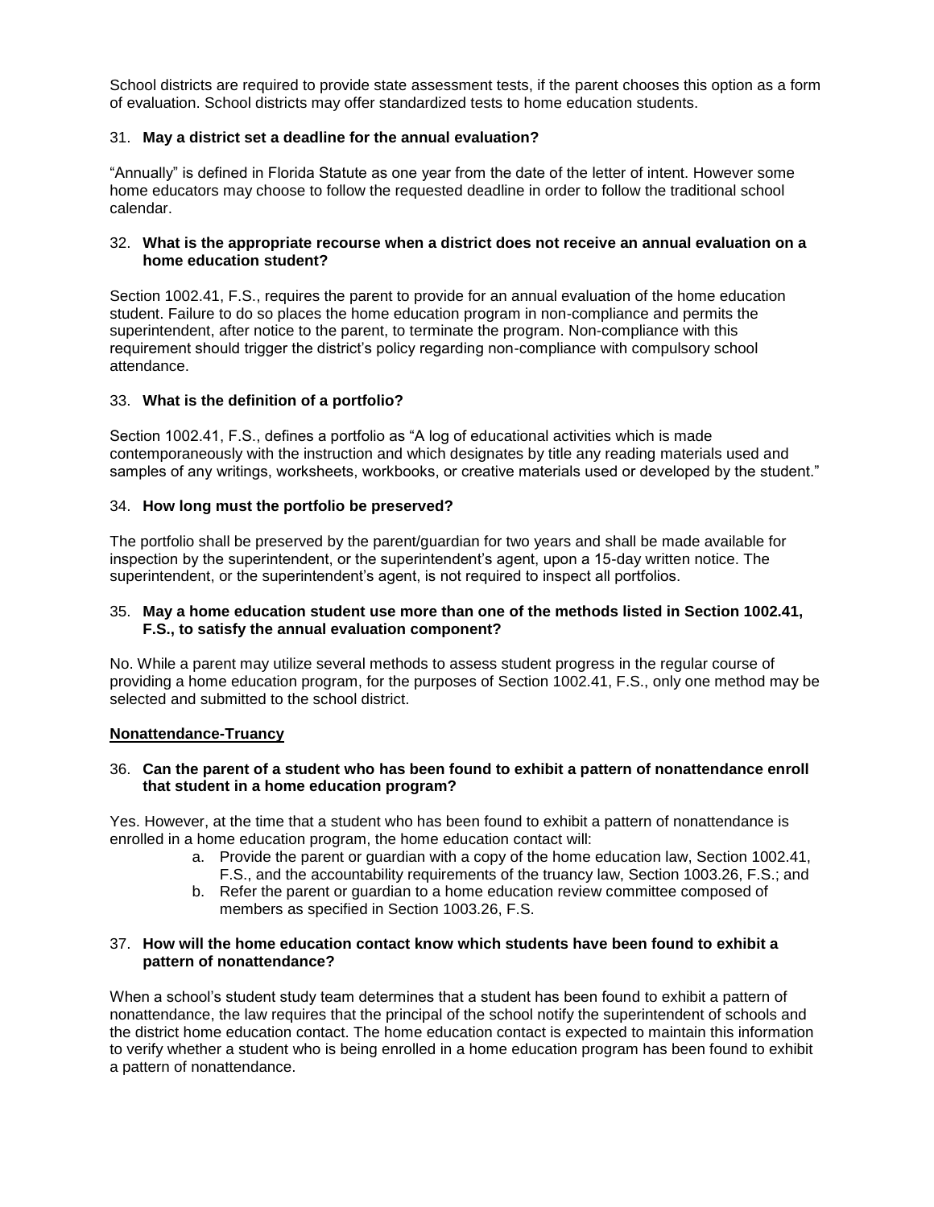School districts are required to provide state assessment tests, if the parent chooses this option as a form of evaluation. School districts may offer standardized tests to home education students.

31. **May a district set a deadline for the annual evaluation?**

"Annually" is defined in Florida Statute as one year from the date of the letter of intent. However some home educators may choose to follow the requested deadline in order to follow the traditional school calendar.

32. **What is the appropriate recourse when a district does not receive an annual evaluation on a home education student?**

Section 1002.41, F.S., requires the parent to provide for an annual evaluation of the home education student. Failure to do so places the home education program in non-compliance and permits the superintendent, after notice to the parent, to terminate the program. Non-compliance with this requirement should trigger the district's policy regarding non-compliance with compulsory school attendance.

33. **What is the definition of a portfolio?**

Section 1002.41, F.S., defines a portfolio as "A log of educational activities which is made contemporaneously with the instruction and which designates by title any reading materials used and samples of any writings, worksheets, workbooks, or creative materials used or developed by the student."

34. **How long must the portfolio be preserved?**

The portfolio shall be preserved by the parent/guardian for two years and shall be made available for inspection by the superintendent, or the superintendent's agent, upon a 15-day written notice. The superintendent, or the superintendent's agent, is not required to inspect all portfolios.

35. **May a home education student use more than one of the methods listed in Section 1002.41, F.S., to satisfy the annual evaluation component?**

No. While a parent may utilize several methods to assess student progress in the regular course of providing a home education program, for the purposes of Section 1002.41, F.S., only one method may be selected and submitted to the school district.

**<u>Nonattendance-Truancy</u>**

36. **Can the parent of a student who has been found to exhibit a pattern of nonattendance enroll that student in a home education program?**

Yes. However, at the time that a student who has been found to exhibit a pattern of nonattendance is enrolled in a home education program, the home education contact will:

   a. Provide the parent or guardian with a copy of the home education law, Section 1002.41, F.S., and the accountability requirements of the truancy law, Section 1003.26, F.S.; and
   b. Refer the parent or guardian to a home education review committee composed of members as specified in Section 1003.26, F.S.

37. **How will the home education contact know which students have been found to exhibit a pattern of nonattendance?**

When a school's student study team determines that a student has been found to exhibit a pattern of nonattendance, the law requires that the principal of the school notify the superintendent of schools and the district home education contact. The home education contact is expected to maintain this information to verify whether a student who is being enrolled in a home education program has been found to exhibit a pattern of nonattendance.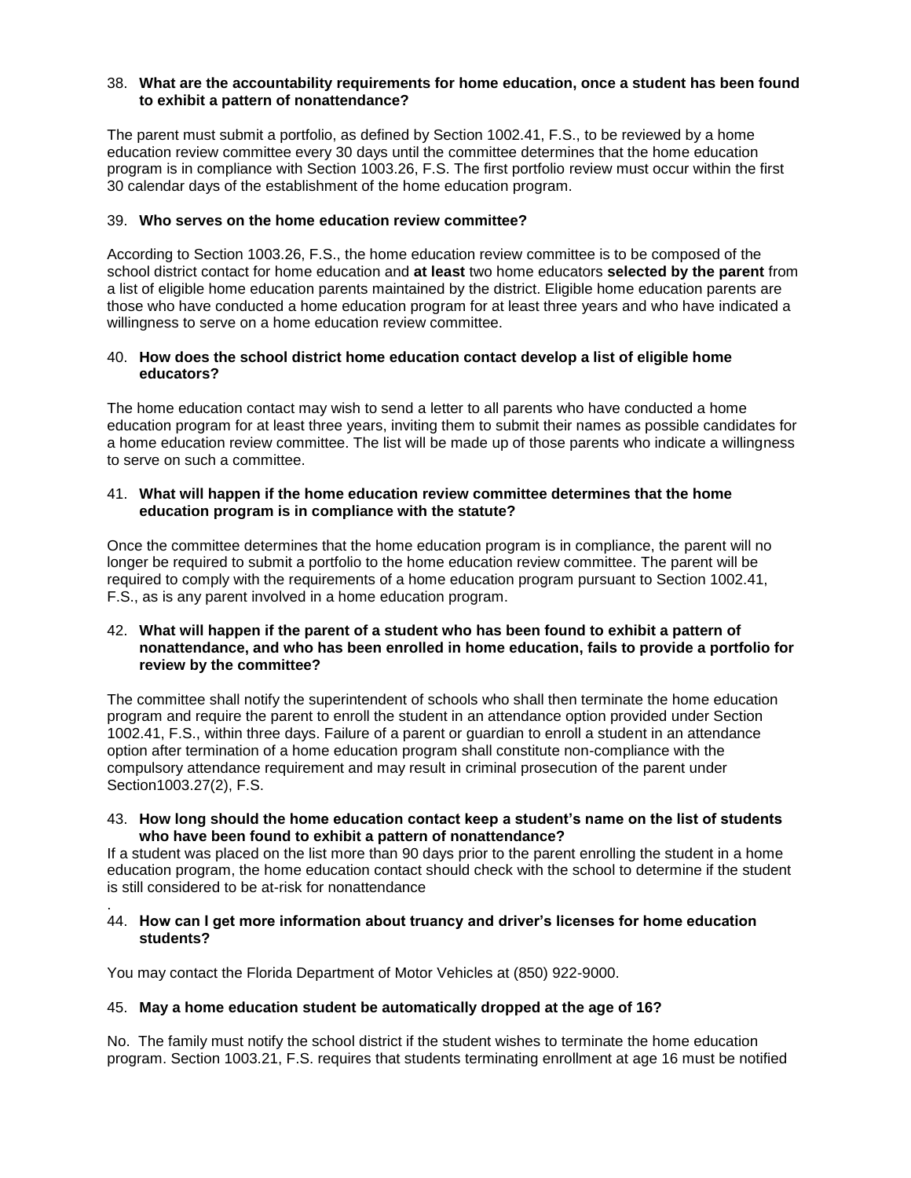38. **What are the accountability requirements for home education, once a student has been found to exhibit a pattern of nonattendance?**

The parent must submit a portfolio, as defined by Section 1002.41, F.S., to be reviewed by a home education review committee every 30 days until the committee determines that the home education program is in compliance with Section 1003.26, F.S. The first portfolio review must occur within the first 30 calendar days of the establishment of the home education program.

39. **Who serves on the home education review committee?**

According to Section 1003.26, F.S., the home education review committee is to be composed of the school district contact for home education and **at least** two home educators **selected by the parent** from a list of eligible home education parents maintained by the district. Eligible home education parents are those who have conducted a home education program for at least three years and who have indicated a willingness to serve on a home education review committee.

40. **How does the school district home education contact develop a list of eligible home educators?**

The home education contact may wish to send a letter to all parents who have conducted a home education program for at least three years, inviting them to submit their names as possible candidates for a home education review committee. The list will be made up of those parents who indicate a willingness to serve on such a committee.

41. **What will happen if the home education review committee determines that the home education program is in compliance with the statute?**

Once the committee determines that the home education program is in compliance, the parent will no longer be required to submit a portfolio to the home education review committee. The parent will be required to comply with the requirements of a home education program pursuant to Section 1002.41, F.S., as is any parent involved in a home education program.

42. **What will happen if the parent of a student who has been found to exhibit a pattern of nonattendance, and who has been enrolled in home education, fails to provide a portfolio for review by the committee?**

The committee shall notify the superintendent of schools who shall then terminate the home education program and require the parent to enroll the student in an attendance option provided under Section 1002.41, F.S., within three days. Failure of a parent or guardian to enroll a student in an attendance option after termination of a home education program shall constitute non-compliance with the compulsory attendance requirement and may result in criminal prosecution of the parent under Section1003.27(2), F.S.

43. **How long should the home education contact keep a student's name on the list of students who have been found to exhibit a pattern of nonattendance?**

If a student was placed on the list more than 90 days prior to the parent enrolling the student in a home education program, the home education contact should check with the school to determine if the student is still considered to be at-risk for nonattendance

.

44. **How can I get more information about truancy and driver's licenses for home education students?**

You may contact the Florida Department of Motor Vehicles at (850) 922-9000.

45. **May a home education student be automatically dropped at the age of 16?**

No. The family must notify the school district if the student wishes to terminate the home education program. Section 1003.21, F.S. requires that students terminating enrollment at age 16 must be notified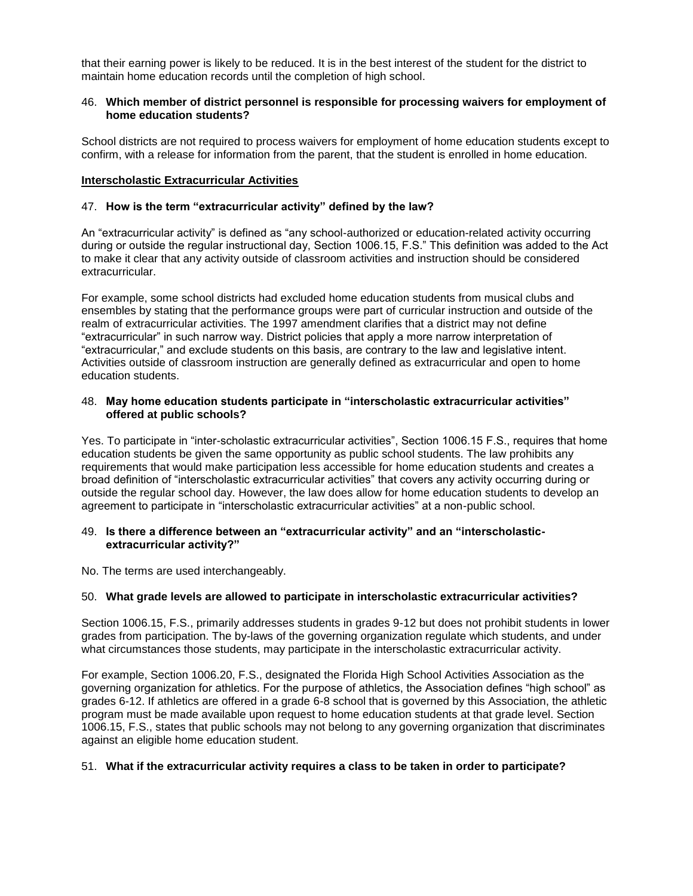that their earning power is likely to be reduced. It is in the best interest of the student for the district to maintain home education records until the completion of high school.

46. **Which member of district personnel is responsible for processing waivers for employment of home education students?**

School districts are not required to process waivers for employment of home education students except to confirm, with a release for information from the parent, that the student is enrolled in home education.

**Interscholastic Extracurricular Activities**

47. **How is the term "extracurricular activity" defined by the law?**

An "extracurricular activity" is defined as "any school-authorized or education-related activity occurring during or outside the regular instructional day, Section 1006.15, F.S." This definition was added to the Act to make it clear that any activity outside of classroom activities and instruction should be considered extracurricular.

For example, some school districts had excluded home education students from musical clubs and ensembles by stating that the performance groups were part of curricular instruction and outside of the realm of extracurricular activities. The 1997 amendment clarifies that a district may not define "extracurricular" in such narrow way. District policies that apply a more narrow interpretation of "extracurricular," and exclude students on this basis, are contrary to the law and legislative intent. Activities outside of classroom instruction are generally defined as extracurricular and open to home education students.

48. **May home education students participate in "interscholastic extracurricular activities" offered at public schools?**

Yes. To participate in "inter-scholastic extracurricular activities", Section 1006.15 F.S., requires that home education students be given the same opportunity as public school students. The law prohibits any requirements that would make participation less accessible for home education students and creates a broad definition of "interscholastic extracurricular activities" that covers any activity occurring during or outside the regular school day. However, the law does allow for home education students to develop an agreement to participate in "interscholastic extracurricular activities" at a non-public school.

49. **Is there a difference between an "extracurricular activity" and an "interscholastic-extracurricular activity?"**

No. The terms are used interchangeably.

50. **What grade levels are allowed to participate in interscholastic extracurricular activities?**

Section 1006.15, F.S., primarily addresses students in grades 9-12 but does not prohibit students in lower grades from participation. The by-laws of the governing organization regulate which students, and under what circumstances those students, may participate in the interscholastic extracurricular activity.

For example, Section 1006.20, F.S., designated the Florida High School Activities Association as the governing organization for athletics. For the purpose of athletics, the Association defines "high school" as grades 6-12. If athletics are offered in a grade 6-8 school that is governed by this Association, the athletic program must be made available upon request to home education students at that grade level. Section 1006.15, F.S., states that public schools may not belong to any governing organization that discriminates against an eligible home education student.

51. **What if the extracurricular activity requires a class to be taken in order to participate?**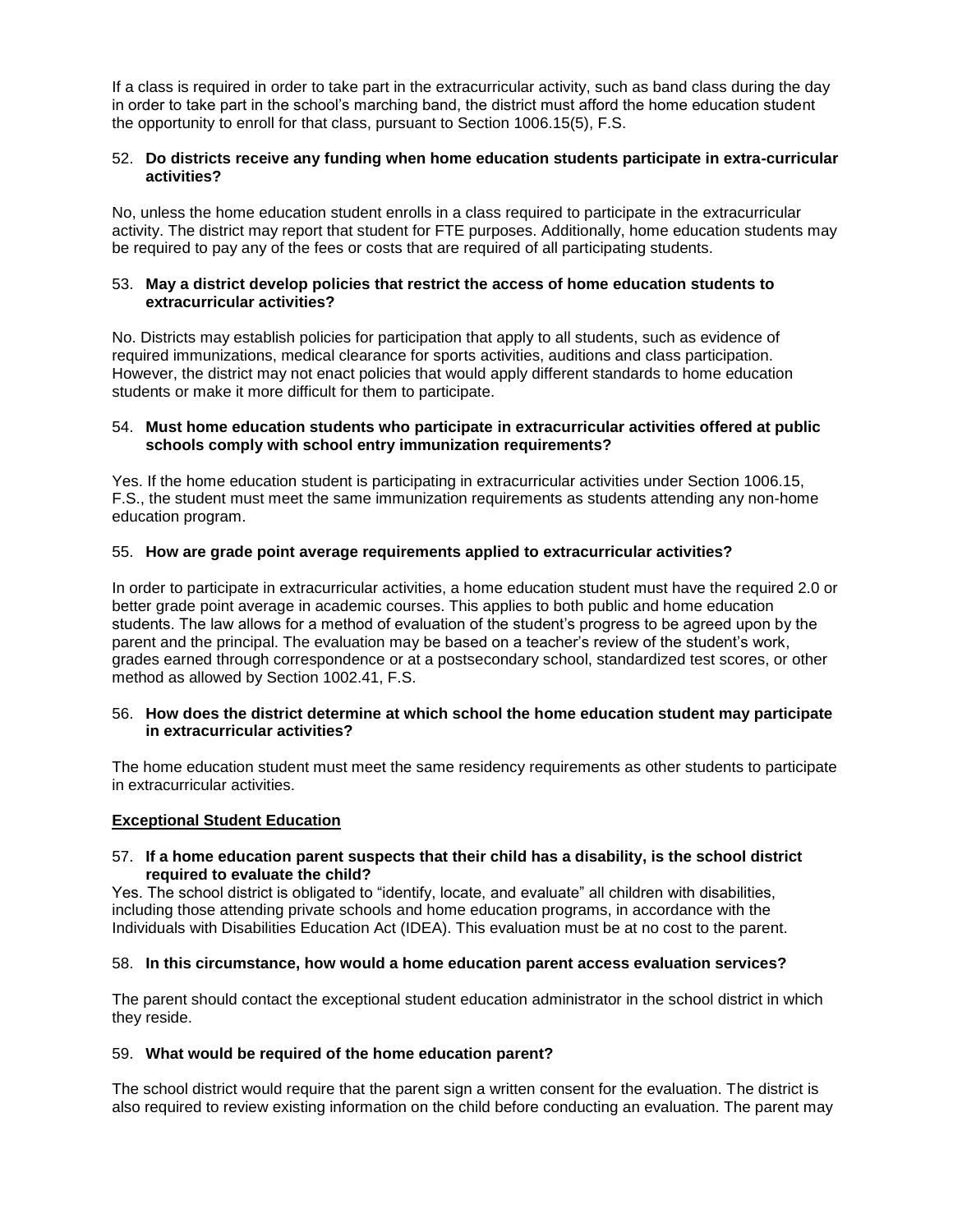If a class is required in order to take part in the extracurricular activity, such as band class during the day in order to take part in the school's marching band, the district must afford the home education student the opportunity to enroll for that class, pursuant to Section 1006.15(5), F.S.

52. **Do districts receive any funding when home education students participate in extra-curricular activities?**

No, unless the home education student enrolls in a class required to participate in the extracurricular activity. The district may report that student for FTE purposes. Additionally, home education students may be required to pay any of the fees or costs that are required of all participating students.

53. **May a district develop policies that restrict the access of home education students to extracurricular activities?**

No. Districts may establish policies for participation that apply to all students, such as evidence of required immunizations, medical clearance for sports activities, auditions and class participation. However, the district may not enact policies that would apply different standards to home education students or make it more difficult for them to participate.

54. **Must home education students who participate in extracurricular activities offered at public schools comply with school entry immunization requirements?**

Yes. If the home education student is participating in extracurricular activities under Section 1006.15, F.S., the student must meet the same immunization requirements as students attending any non-home education program.

55. **How are grade point average requirements applied to extracurricular activities?**

In order to participate in extracurricular activities, a home education student must have the required 2.0 or better grade point average in academic courses. This applies to both public and home education students. The law allows for a method of evaluation of the student's progress to be agreed upon by the parent and the principal. The evaluation may be based on a teacher's review of the student's work, grades earned through correspondence or at a postsecondary school, standardized test scores, or other method as allowed by Section 1002.41, F.S.

56. **How does the district determine at which school the home education student may participate in extracurricular activities?**

The home education student must meet the same residency requirements as other students to participate in extracurricular activities.

**<u>Exceptional Student Education</u>**

57. **If a home education parent suspects that their child has a disability, is the school district required to evaluate the child?**

Yes. The school district is obligated to "identify, locate, and evaluate" all children with disabilities, including those attending private schools and home education programs, in accordance with the Individuals with Disabilities Education Act (IDEA). This evaluation must be at no cost to the parent.

58. **In this circumstance, how would a home education parent access evaluation services?**

The parent should contact the exceptional student education administrator in the school district in which they reside.

59. **What would be required of the home education parent?**

The school district would require that the parent sign a written consent for the evaluation. The district is also required to review existing information on the child before conducting an evaluation. The parent may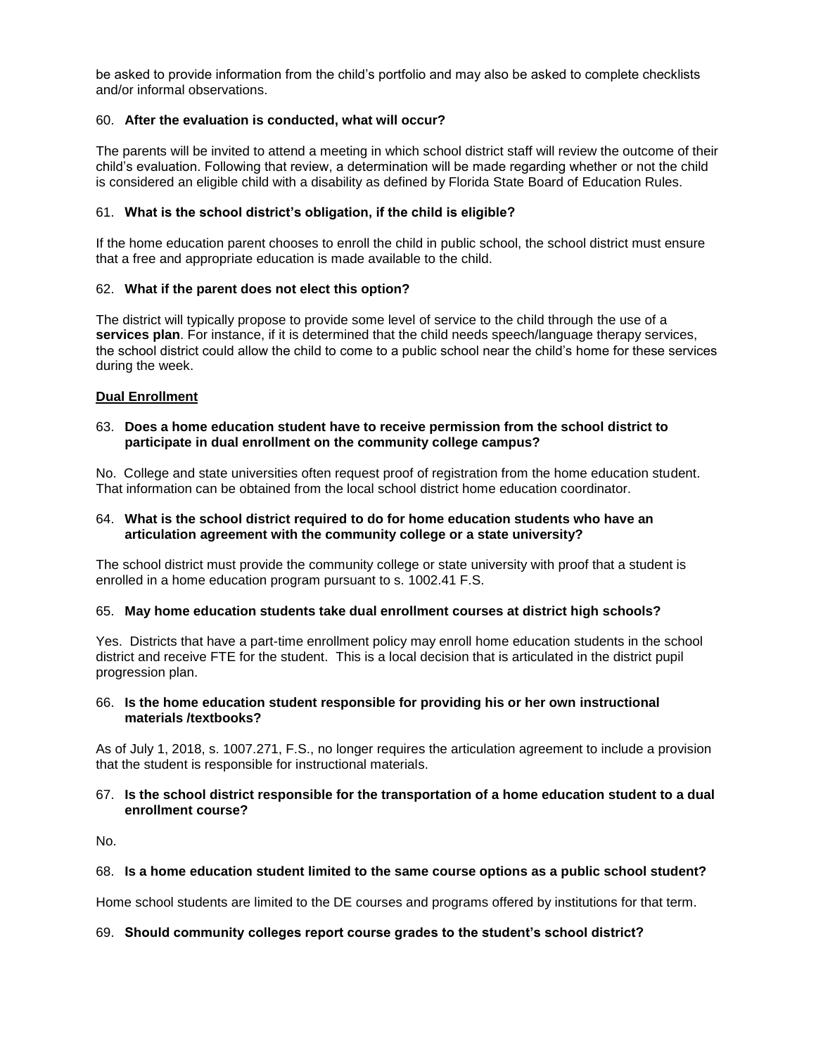be asked to provide information from the child's portfolio and may also be asked to complete checklists and/or informal observations.

60. **After the evaluation is conducted, what will occur?**

The parents will be invited to attend a meeting in which school district staff will review the outcome of their child's evaluation. Following that review, a determination will be made regarding whether or not the child is considered an eligible child with a disability as defined by Florida State Board of Education Rules.

61. **What is the school district's obligation, if the child is eligible?**

If the home education parent chooses to enroll the child in public school, the school district must ensure that a free and appropriate education is made available to the child.

62. **What if the parent does not elect this option?**

The district will typically propose to provide some level of service to the child through the use of a **services plan**. For instance, if it is determined that the child needs speech/language therapy services, the school district could allow the child to come to a public school near the child's home for these services during the week.

**Dual Enrollment**

63. **Does a home education student have to receive permission from the school district to participate in dual enrollment on the community college campus?**

No. College and state universities often request proof of registration from the home education student. That information can be obtained from the local school district home education coordinator.

64. **What is the school district required to do for home education students who have an articulation agreement with the community college or a state university?**

The school district must provide the community college or state university with proof that a student is enrolled in a home education program pursuant to s. 1002.41 F.S.

65. **May home education students take dual enrollment courses at district high schools?**

Yes. Districts that have a part-time enrollment policy may enroll home education students in the school district and receive FTE for the student. This is a local decision that is articulated in the district pupil progression plan.

66. **Is the home education student responsible for providing his or her own instructional materials /textbooks?**

As of July 1, 2018, s. 1007.271, F.S., no longer requires the articulation agreement to include a provision that the student is responsible for instructional materials.

67. **Is the school district responsible for the transportation of a home education student to a dual enrollment course?**

No.

68. **Is a home education student limited to the same course options as a public school student?**

Home school students are limited to the DE courses and programs offered by institutions for that term.

69. **Should community colleges report course grades to the student's school district?**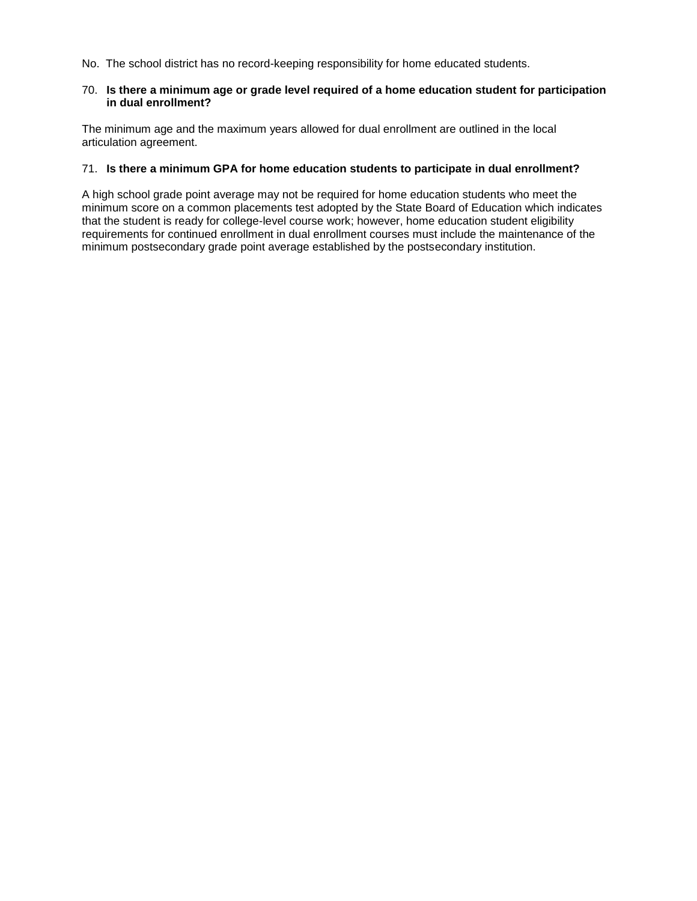No. The school district has no record-keeping responsibility for home educated students.

70. **Is there a minimum age or grade level required of a home education student for participation in dual enrollment?**

The minimum age and the maximum years allowed for dual enrollment are outlined in the local articulation agreement.

71. **Is there a minimum GPA for home education students to participate in dual enrollment?**

A high school grade point average may not be required for home education students who meet the minimum score on a common placements test adopted by the State Board of Education which indicates that the student is ready for college-level course work; however, home education student eligibility requirements for continued enrollment in dual enrollment courses must include the maintenance of the minimum postsecondary grade point average established by the postsecondary institution.